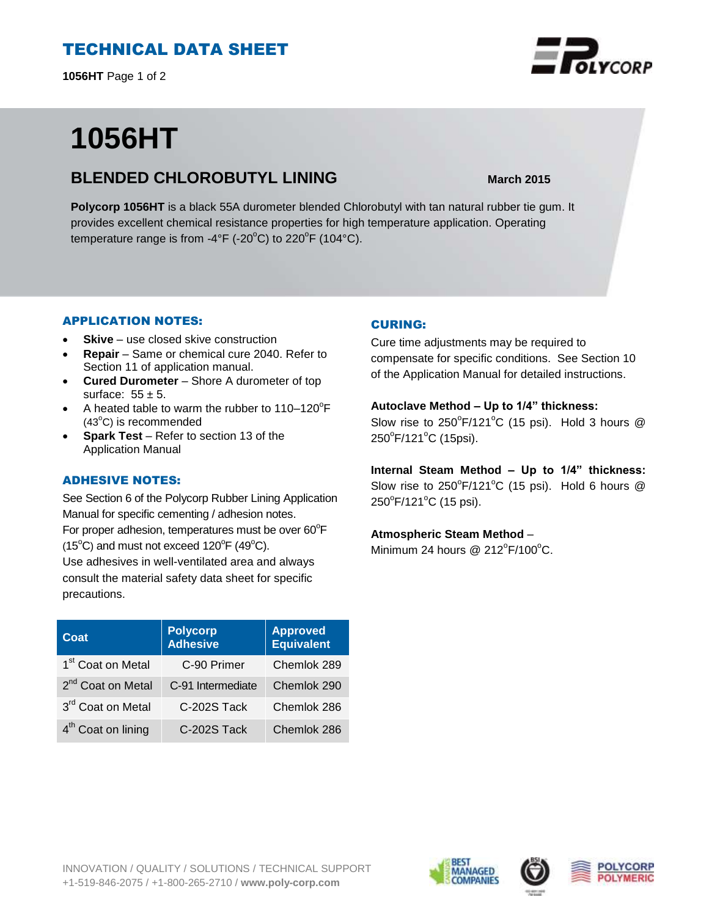# TECHNICAL DATA SHEET

# 1056HT

## BLENDED CHLOROBUTYL LINING

**March 2015**

**Polycorp 1056HT** is a black 55A durometer blended Chlorobutyl with tan natural rubber tie gum. It provides excellent chemical resistance properties for high temperature application. Operating temperature range is from -4°F (-20°C) to 220°F (104°C).

### APPLICATION NOTES:

- **Skive** – use closed skive construction
- **Repair** – Same or chemical cure 2040. Refer to Section 11 of application manual.
- **Cured Durometer** – Shore A durometer of top surface: 55 ± 5.
- A heated table to warm the rubber to 110–120°F (43°C) is recommended
- **Spark Test** – Refer to section 13 of the Application Manual

### ADHESIVE NOTES:

See Section 6 of the Polycorp Rubber Lining Application Manual for specific cementing / adhesion notes.
For proper adhesion, temperatures must be over 60°F (15°C) and must not exceed 120°F (49°C).
Use adhesives in well-ventilated area and always consult the material safety data sheet for specific precautions.

| Coat | Polycorp Adhesive | Approved Equivalent |
|---|---|---|
| 1st Coat on Metal | C-90 Primer | Chemlok 289 |
| 2nd Coat on Metal | C-91 Intermediate | Chemlok 290 |
| 3rd Coat on Metal | C-202S Tack | Chemlok 286 |
| 4th Coat on lining | C-202S Tack | Chemlok 286 |

### CURING:

Cure time adjustments may be required to compensate for specific conditions. See Section 10 of the Application Manual for detailed instructions.

**Autoclave Method – Up to 1/4" thickness:**
Slow rise to 250°F/121°C (15 psi). Hold 3 hours @ 250°F/121°C (15psi).

**Internal Steam Method – Up to 1/4" thickness:**
Slow rise to 250°F/121°C (15 psi). Hold 6 hours @ 250°F/121°C (15 psi).

**Atmospheric Steam Method** –
Minimum 24 hours @ 212°F/100°C.

INNOVATION / QUALITY / SOLUTIONS / TECHNICAL SUPPORT
+1-519-846-2075 / +1-800-265-2710 / **www.poly-corp.com**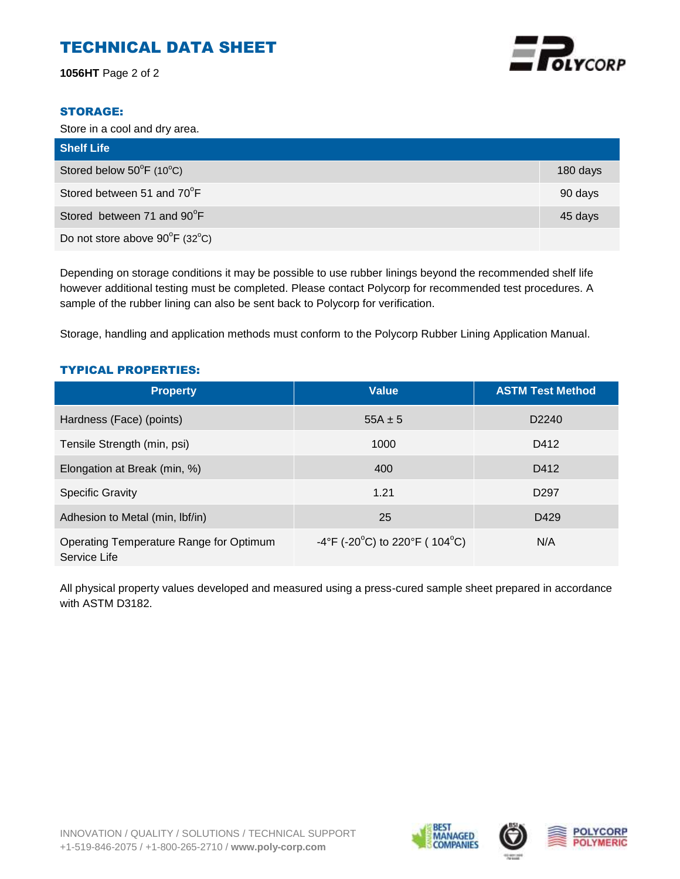# TECHNICAL DATA SHEET

**1056HT** Page 2 of 2

## STORAGE:

Store in a cool and dry area.

| Shelf Life | |
|---|---|
| Stored below 50°F (10°C) | 180 days |
| Stored between 51 and 70°F | 90 days |
| Stored between 71 and 90°F | 45 days |
| Do not store above 90°F (32°C) | |

Depending on storage conditions it may be possible to use rubber linings beyond the recommended shelf life however additional testing must be completed. Please contact Polycorp for recommended test procedures. A sample of the rubber lining can also be sent back to Polycorp for verification.

Storage, handling and application methods must conform to the Polycorp Rubber Lining Application Manual.

## TYPICAL PROPERTIES:

| Property | Value | ASTM Test Method |
|---|---|---|
| Hardness (Face) (points) | 55A ± 5 | D2240 |
| Tensile Strength (min, psi) | 1000 | D412 |
| Elongation at Break (min, %) | 400 | D412 |
| Specific Gravity | 1.21 | D297 |
| Adhesion to Metal (min, lbf/in) | 25 | D429 |
| Operating Temperature Range for Optimum Service Life | -4°F (-20°C) to 220°F ( 104°C) | N/A |

All physical property values developed and measured using a press-cured sample sheet prepared in accordance with ASTM D3182.

INNOVATION / QUALITY / SOLUTIONS / TECHNICAL SUPPORT
+1-519-846-2075 / +1-800-265-2710 / **www.poly-corp.com**